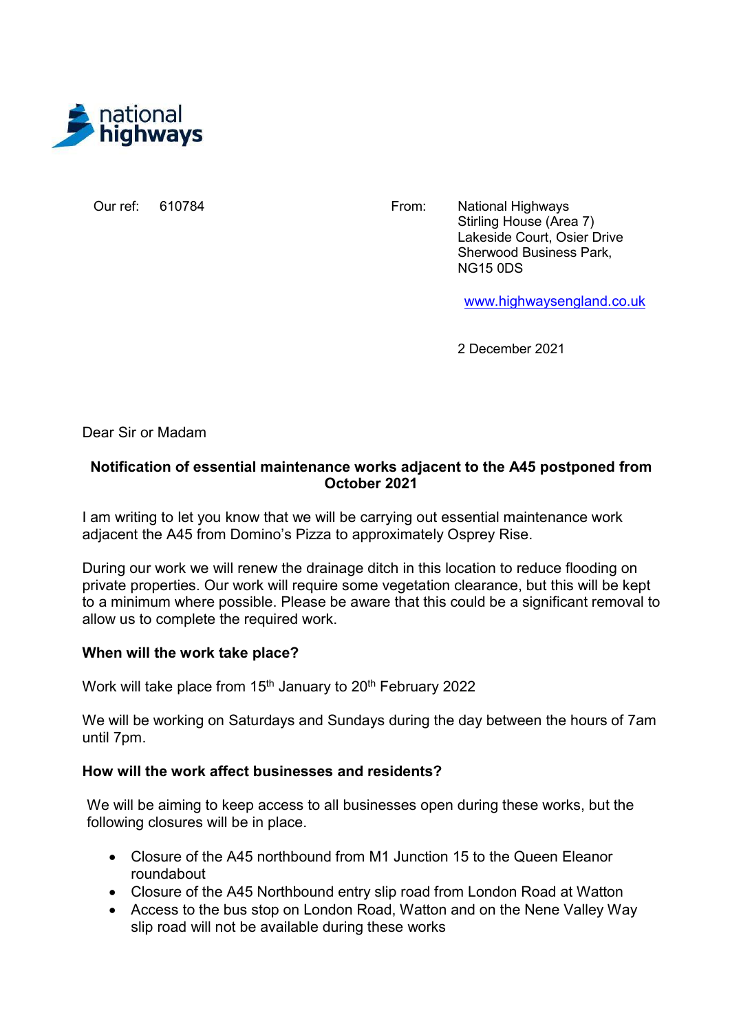national highways

Our ref: 610784

From: National Highways
Stirling House (Area 7)
Lakeside Court, Osier Drive
Sherwood Business Park,
NG15 0DS

www.highwaysengland.co.uk

2 December 2021

Dear Sir or Madam

**Notification of essential maintenance works adjacent to the A45 postponed from October 2021**

I am writing to let you know that we will be carrying out essential maintenance work adjacent the A45 from Domino's Pizza to approximately Osprey Rise.

During our work we will renew the drainage ditch in this location to reduce flooding on private properties. Our work will require some vegetation clearance, but this will be kept to a minimum where possible. Please be aware that this could be a significant removal to allow us to complete the required work.

**When will the work take place?**

Work will take place from 15th January to 20th February 2022

We will be working on Saturdays and Sundays during the day between the hours of 7am until 7pm.

**How will the work affect businesses and residents?**

We will be aiming to keep access to all businesses open during these works, but the following closures will be in place.

- Closure of the A45 northbound from M1 Junction 15 to the Queen Eleanor roundabout
- Closure of the A45 Northbound entry slip road from London Road at Watton
- Access to the bus stop on London Road, Watton and on the Nene Valley Way slip road will not be available during these works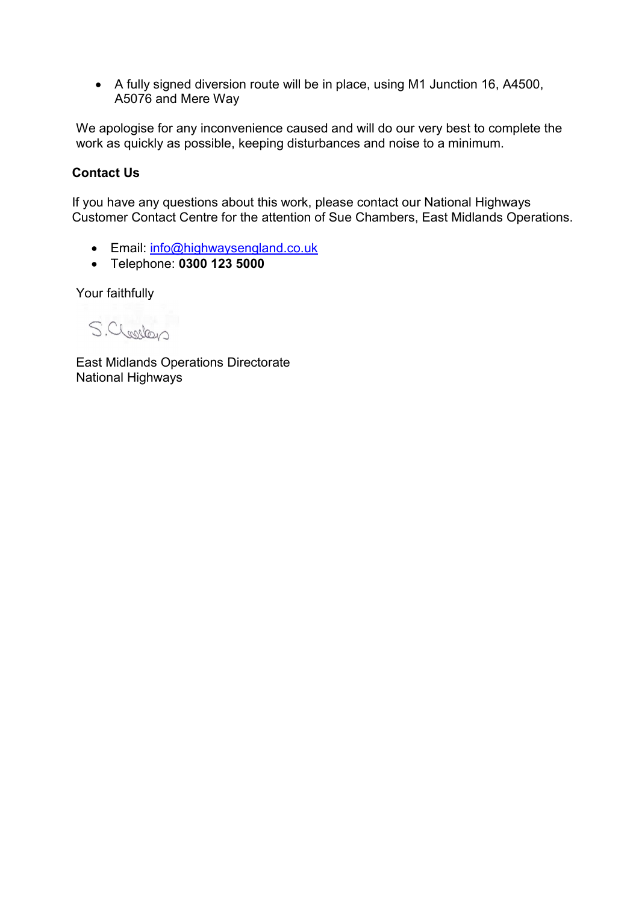- A fully signed diversion route will be in place, using M1 Junction 16, A4500, A5076 and Mere Way

We apologise for any inconvenience caused and will do our very best to complete the work as quickly as possible, keeping disturbances and noise to a minimum.

**Contact Us**

If you have any questions about this work, please contact our National Highways Customer Contact Centre for the attention of Sue Chambers, East Midlands Operations.

- Email: info@highwaysengland.co.uk
- Telephone: **0300 123 5000**

Your faithfully

S.Chambers

East Midlands Operations Directorate
National Highways